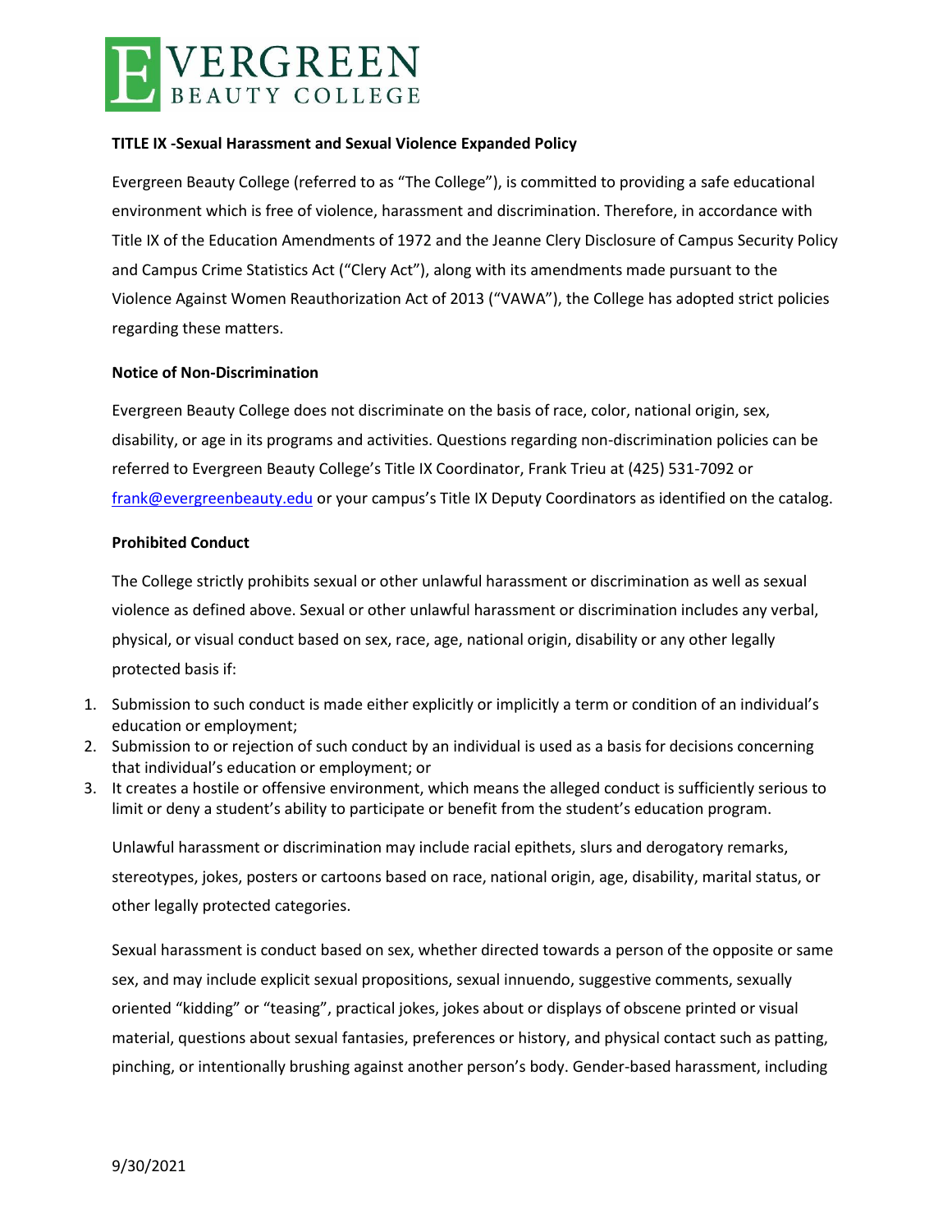**TITLE IX -Sexual Harassment and Sexual Violence Expanded Policy**

Evergreen Beauty College (referred to as "The College"), is committed to providing a safe educational environment which is free of violence, harassment and discrimination. Therefore, in accordance with Title IX of the Education Amendments of 1972 and the Jeanne Clery Disclosure of Campus Security Policy and Campus Crime Statistics Act ("Clery Act"), along with its amendments made pursuant to the Violence Against Women Reauthorization Act of 2013 ("VAWA"), the College has adopted strict policies regarding these matters.

**Notice of Non-Discrimination**

Evergreen Beauty College does not discriminate on the basis of race, color, national origin, sex, disability, or age in its programs and activities. Questions regarding non-discrimination policies can be referred to Evergreen Beauty College's Title IX Coordinator, Frank Trieu at (425) 531-7092 or frank@evergreenbeauty.edu or your campus's Title IX Deputy Coordinators as identified on the catalog.

**Prohibited Conduct**

The College strictly prohibits sexual or other unlawful harassment or discrimination as well as sexual violence as defined above. Sexual or other unlawful harassment or discrimination includes any verbal, physical, or visual conduct based on sex, race, age, national origin, disability or any other legally protected basis if:

1. Submission to such conduct is made either explicitly or implicitly a term or condition of an individual's education or employment;
2. Submission to or rejection of such conduct by an individual is used as a basis for decisions concerning that individual's education or employment; or
3. It creates a hostile or offensive environment, which means the alleged conduct is sufficiently serious to limit or deny a student's ability to participate or benefit from the student's education program.

Unlawful harassment or discrimination may include racial epithets, slurs and derogatory remarks, stereotypes, jokes, posters or cartoons based on race, national origin, age, disability, marital status, or other legally protected categories.

Sexual harassment is conduct based on sex, whether directed towards a person of the opposite or same sex, and may include explicit sexual propositions, sexual innuendo, suggestive comments, sexually oriented "kidding" or "teasing", practical jokes, jokes about or displays of obscene printed or visual material, questions about sexual fantasies, preferences or history, and physical contact such as patting, pinching, or intentionally brushing against another person's body. Gender-based harassment, including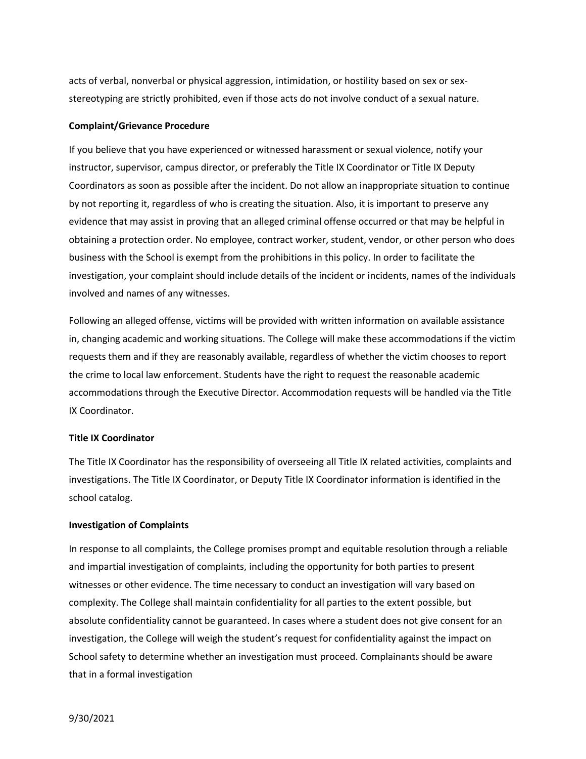acts of verbal, nonverbal or physical aggression, intimidation, or hostility based on sex or sex-stereotyping are strictly prohibited, even if those acts do not involve conduct of a sexual nature.

**Complaint/Grievance Procedure**

If you believe that you have experienced or witnessed harassment or sexual violence, notify your instructor, supervisor, campus director, or preferably the Title IX Coordinator or Title IX Deputy Coordinators as soon as possible after the incident. Do not allow an inappropriate situation to continue by not reporting it, regardless of who is creating the situation. Also, it is important to preserve any evidence that may assist in proving that an alleged criminal offense occurred or that may be helpful in obtaining a protection order. No employee, contract worker, student, vendor, or other person who does business with the School is exempt from the prohibitions in this policy. In order to facilitate the investigation, your complaint should include details of the incident or incidents, names of the individuals involved and names of any witnesses.

Following an alleged offense, victims will be provided with written information on available assistance in, changing academic and working situations. The College will make these accommodations if the victim requests them and if they are reasonably available, regardless of whether the victim chooses to report the crime to local law enforcement. Students have the right to request the reasonable academic accommodations through the Executive Director. Accommodation requests will be handled via the Title IX Coordinator.

**Title IX Coordinator**

The Title IX Coordinator has the responsibility of overseeing all Title IX related activities, complaints and investigations. The Title IX Coordinator, or Deputy Title IX Coordinator information is identified in the school catalog.

**Investigation of Complaints**

In response to all complaints, the College promises prompt and equitable resolution through a reliable and impartial investigation of complaints, including the opportunity for both parties to present witnesses or other evidence. The time necessary to conduct an investigation will vary based on complexity. The College shall maintain confidentiality for all parties to the extent possible, but absolute confidentiality cannot be guaranteed. In cases where a student does not give consent for an investigation, the College will weigh the student's request for confidentiality against the impact on School safety to determine whether an investigation must proceed. Complainants should be aware that in a formal investigation

9/30/2021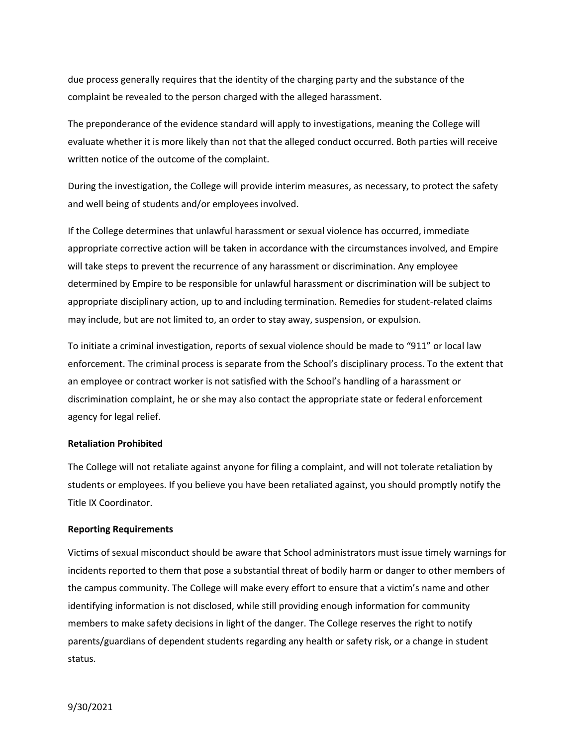due process generally requires that the identity of the charging party and the substance of the complaint be revealed to the person charged with the alleged harassment.

The preponderance of the evidence standard will apply to investigations, meaning the College will evaluate whether it is more likely than not that the alleged conduct occurred. Both parties will receive written notice of the outcome of the complaint.

During the investigation, the College will provide interim measures, as necessary, to protect the safety and well being of students and/or employees involved.

If the College determines that unlawful harassment or sexual violence has occurred, immediate appropriate corrective action will be taken in accordance with the circumstances involved, and Empire will take steps to prevent the recurrence of any harassment or discrimination. Any employee determined by Empire to be responsible for unlawful harassment or discrimination will be subject to appropriate disciplinary action, up to and including termination. Remedies for student-related claims may include, but are not limited to, an order to stay away, suspension, or expulsion.

To initiate a criminal investigation, reports of sexual violence should be made to "911" or local law enforcement. The criminal process is separate from the School's disciplinary process. To the extent that an employee or contract worker is not satisfied with the School's handling of a harassment or discrimination complaint, he or she may also contact the appropriate state or federal enforcement agency for legal relief.

**Retaliation Prohibited**

The College will not retaliate against anyone for filing a complaint, and will not tolerate retaliation by students or employees. If you believe you have been retaliated against, you should promptly notify the Title IX Coordinator.

**Reporting Requirements**

Victims of sexual misconduct should be aware that School administrators must issue timely warnings for incidents reported to them that pose a substantial threat of bodily harm or danger to other members of the campus community. The College will make every effort to ensure that a victim's name and other identifying information is not disclosed, while still providing enough information for community members to make safety decisions in light of the danger. The College reserves the right to notify parents/guardians of dependent students regarding any health or safety risk, or a change in student status.

9/30/2021